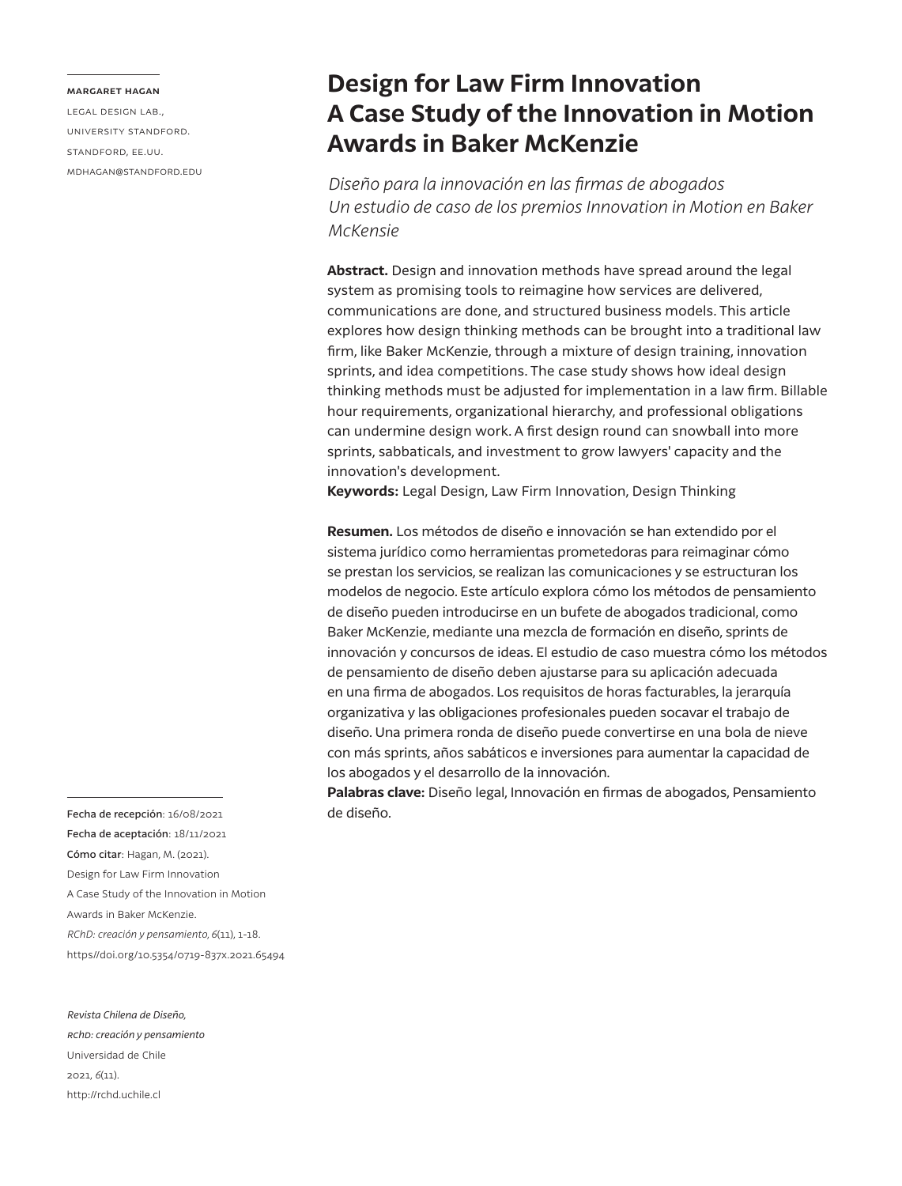**MARGARET HAGAN**

LEGAL DESIGN LAB.,
UNIVERSITY STANDFORD.
STANDFORD, EE.UU.
MDHAGAN@STANDFORD.EDU

# Design for Law Firm Innovation A Case Study of the Innovation in Motion Awards in Baker McKenzie

*Diseño para la innovación en las firmas de abogados Un estudio de caso de los premios Innovation in Motion en Baker McKensie*

**Abstract.** Design and innovation methods have spread around the legal system as promising tools to reimagine how services are delivered, communications are done, and structured business models. This article explores how design thinking methods can be brought into a traditional law firm, like Baker McKenzie, through a mixture of design training, innovation sprints, and idea competitions. The case study shows how ideal design thinking methods must be adjusted for implementation in a law firm. Billable hour requirements, organizational hierarchy, and professional obligations can undermine design work. A first design round can snowball into more sprints, sabbaticals, and investment to grow lawyers' capacity and the innovation's development.

**Keywords:** Legal Design, Law Firm Innovation, Design Thinking

**Resumen.** Los métodos de diseño e innovación se han extendido por el sistema jurídico como herramientas prometedoras para reimaginar cómo se prestan los servicios, se realizan las comunicaciones y se estructuran los modelos de negocio. Este artículo explora cómo los métodos de pensamiento de diseño pueden introducirse en un bufete de abogados tradicional, como Baker McKenzie, mediante una mezcla de formación en diseño, sprints de innovación y concursos de ideas. El estudio de caso muestra cómo los métodos de pensamiento de diseño deben ajustarse para su aplicación adecuada en una firma de abogados. Los requisitos de horas facturables, la jerarquía organizativa y las obligaciones profesionales pueden socavar el trabajo de diseño. Una primera ronda de diseño puede convertirse en una bola de nieve con más sprints, años sabáticos e inversiones para aumentar la capacidad de los abogados y el desarrollo de la innovación.

**Palabras clave:** Diseño legal, Innovación en firmas de abogados, Pensamiento de diseño.

**Fecha de recepción**: 16/08/2021
**Fecha de aceptación**: 18/11/2021
**Cómo citar**: Hagan, M. (2021). Design for Law Firm Innovation A Case Study of the Innovation in Motion Awards in Baker McKenzie. *RChD: creación y pensamiento, 6*(11), 1-18. https//doi.org/10.5354/0719-837x.2021.65494

*Revista Chilena de Diseño, RChD: creación y pensamiento*
Universidad de Chile
2021, *6*(11).
http://rchd.uchile.cl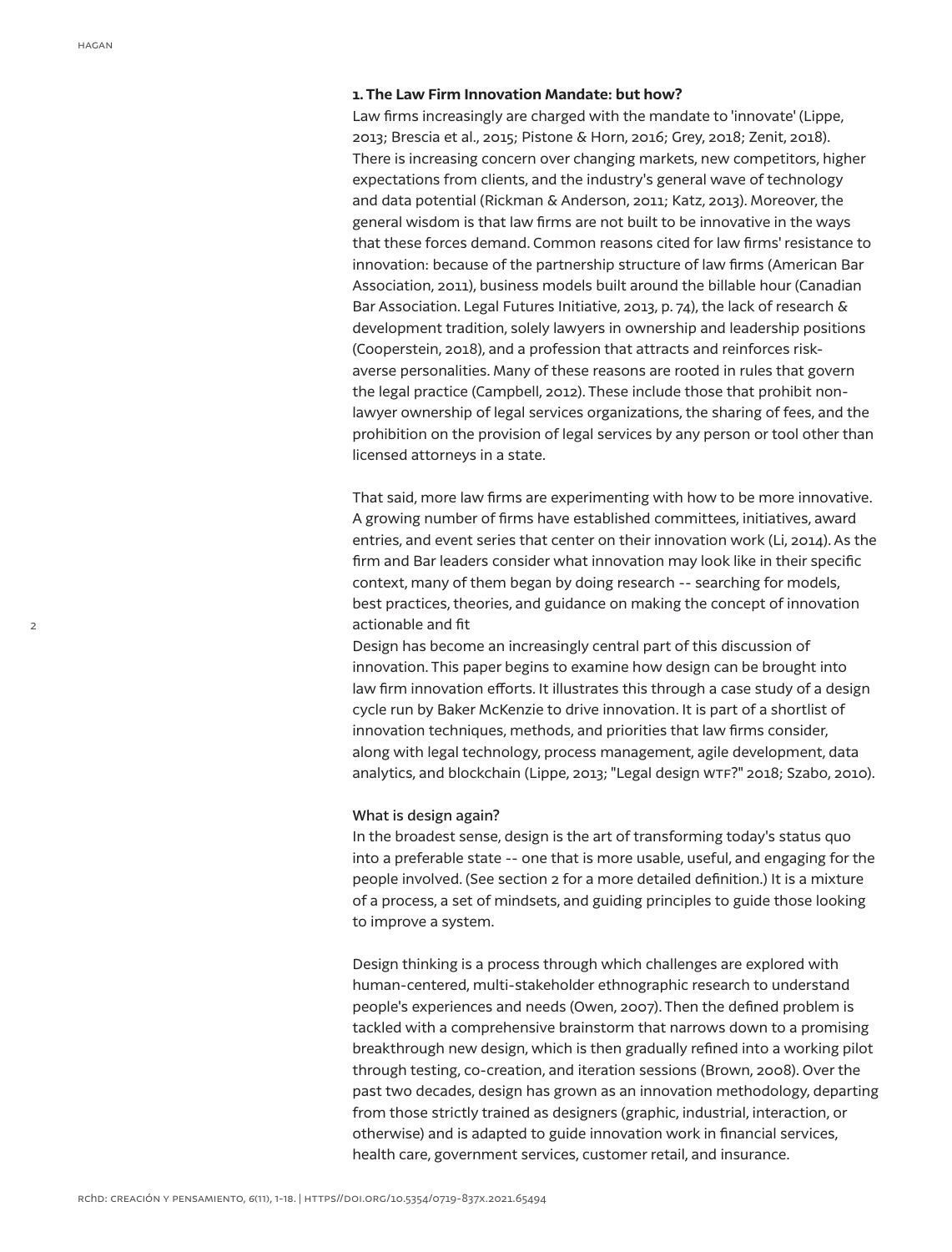**1. The Law Firm Innovation Mandate: but how?**

Law firms increasingly are charged with the mandate to 'innovate' (Lippe, 2013; Brescia et al., 2015; Pistone & Horn, 2016; Grey, 2018; Zenit, 2018). There is increasing concern over changing markets, new competitors, higher expectations from clients, and the industry's general wave of technology and data potential (Rickman & Anderson, 2011; Katz, 2013). Moreover, the general wisdom is that law firms are not built to be innovative in the ways that these forces demand. Common reasons cited for law firms' resistance to innovation: because of the partnership structure of law firms (American Bar Association, 2011), business models built around the billable hour (Canadian Bar Association. Legal Futures Initiative, 2013, p. 74), the lack of research & development tradition, solely lawyers in ownership and leadership positions (Cooperstein, 2018), and a profession that attracts and reinforces risk-averse personalities. Many of these reasons are rooted in rules that govern the legal practice (Campbell, 2012). These include those that prohibit non-lawyer ownership of legal services organizations, the sharing of fees, and the prohibition on the provision of legal services by any person or tool other than licensed attorneys in a state.

That said, more law firms are experimenting with how to be more innovative. A growing number of firms have established committees, initiatives, award entries, and event series that center on their innovation work (Li, 2014). As the firm and Bar leaders consider what innovation may look like in their specific context, many of them began by doing research -- searching for models, best practices, theories, and guidance on making the concept of innovation actionable and fit

Design has become an increasingly central part of this discussion of innovation. This paper begins to examine how design can be brought into law firm innovation efforts. It illustrates this through a case study of a design cycle run by Baker McKenzie to drive innovation. It is part of a shortlist of innovation techniques, methods, and priorities that law firms consider, along with legal technology, process management, agile development, data analytics, and blockchain (Lippe, 2013; "Legal design WTF?" 2018; Szabo, 2010).

What is design again?

In the broadest sense, design is the art of transforming today's status quo into a preferable state -- one that is more usable, useful, and engaging for the people involved. (See section 2 for a more detailed definition.) It is a mixture of a process, a set of mindsets, and guiding principles to guide those looking to improve a system.

Design thinking is a process through which challenges are explored with human-centered, multi-stakeholder ethnographic research to understand people's experiences and needs (Owen, 2007). Then the defined problem is tackled with a comprehensive brainstorm that narrows down to a promising breakthrough new design, which is then gradually refined into a working pilot through testing, co-creation, and iteration sessions (Brown, 2008). Over the past two decades, design has grown as an innovation methodology, departing from those strictly trained as designers (graphic, industrial, interaction, or otherwise) and is adapted to guide innovation work in financial services, health care, government services, customer retail, and insurance.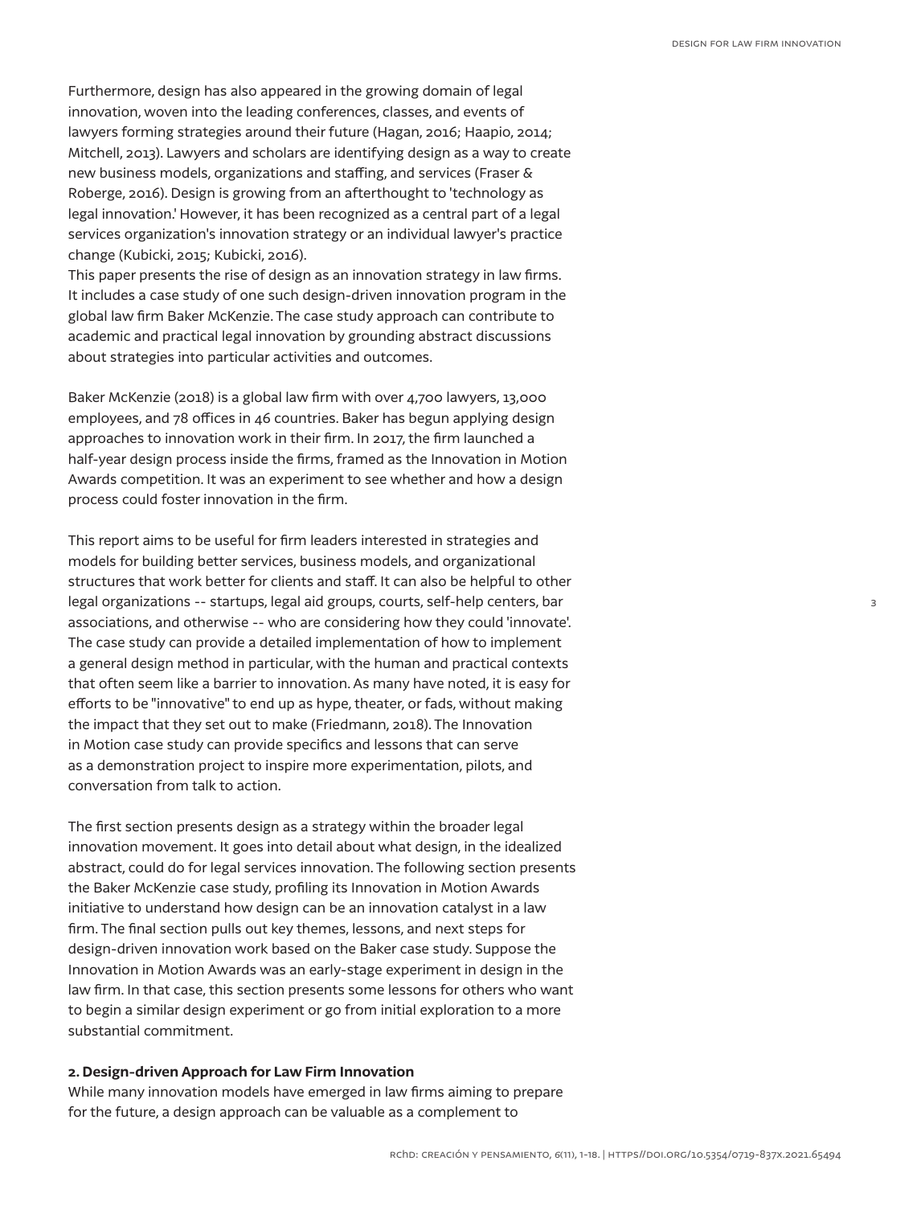Furthermore, design has also appeared in the growing domain of legal innovation, woven into the leading conferences, classes, and events of lawyers forming strategies around their future (Hagan, 2016; Haapio, 2014; Mitchell, 2013). Lawyers and scholars are identifying design as a way to create new business models, organizations and staffing, and services (Fraser & Roberge, 2016). Design is growing from an afterthought to 'technology as legal innovation.' However, it has been recognized as a central part of a legal services organization's innovation strategy or an individual lawyer's practice change (Kubicki, 2015; Kubicki, 2016).

This paper presents the rise of design as an innovation strategy in law firms. It includes a case study of one such design-driven innovation program in the global law firm Baker McKenzie. The case study approach can contribute to academic and practical legal innovation by grounding abstract discussions about strategies into particular activities and outcomes.

Baker McKenzie (2018) is a global law firm with over 4,700 lawyers, 13,000 employees, and 78 offices in 46 countries. Baker has begun applying design approaches to innovation work in their firm. In 2017, the firm launched a half-year design process inside the firms, framed as the Innovation in Motion Awards competition. It was an experiment to see whether and how a design process could foster innovation in the firm.

This report aims to be useful for firm leaders interested in strategies and models for building better services, business models, and organizational structures that work better for clients and staff. It can also be helpful to other legal organizations -- startups, legal aid groups, courts, self-help centers, bar associations, and otherwise -- who are considering how they could 'innovate'. The case study can provide a detailed implementation of how to implement a general design method in particular, with the human and practical contexts that often seem like a barrier to innovation. As many have noted, it is easy for efforts to be "innovative" to end up as hype, theater, or fads, without making the impact that they set out to make (Friedmann, 2018). The Innovation in Motion case study can provide specifics and lessons that can serve as a demonstration project to inspire more experimentation, pilots, and conversation from talk to action.

The first section presents design as a strategy within the broader legal innovation movement. It goes into detail about what design, in the idealized abstract, could do for legal services innovation. The following section presents the Baker McKenzie case study, profiling its Innovation in Motion Awards initiative to understand how design can be an innovation catalyst in a law firm. The final section pulls out key themes, lessons, and next steps for design-driven innovation work based on the Baker case study. Suppose the Innovation in Motion Awards was an early-stage experiment in design in the law firm. In that case, this section presents some lessons for others who want to begin a similar design experiment or go from initial exploration to a more substantial commitment.

## 2. Design-driven Approach for Law Firm Innovation

While many innovation models have emerged in law firms aiming to prepare for the future, a design approach can be valuable as a complement to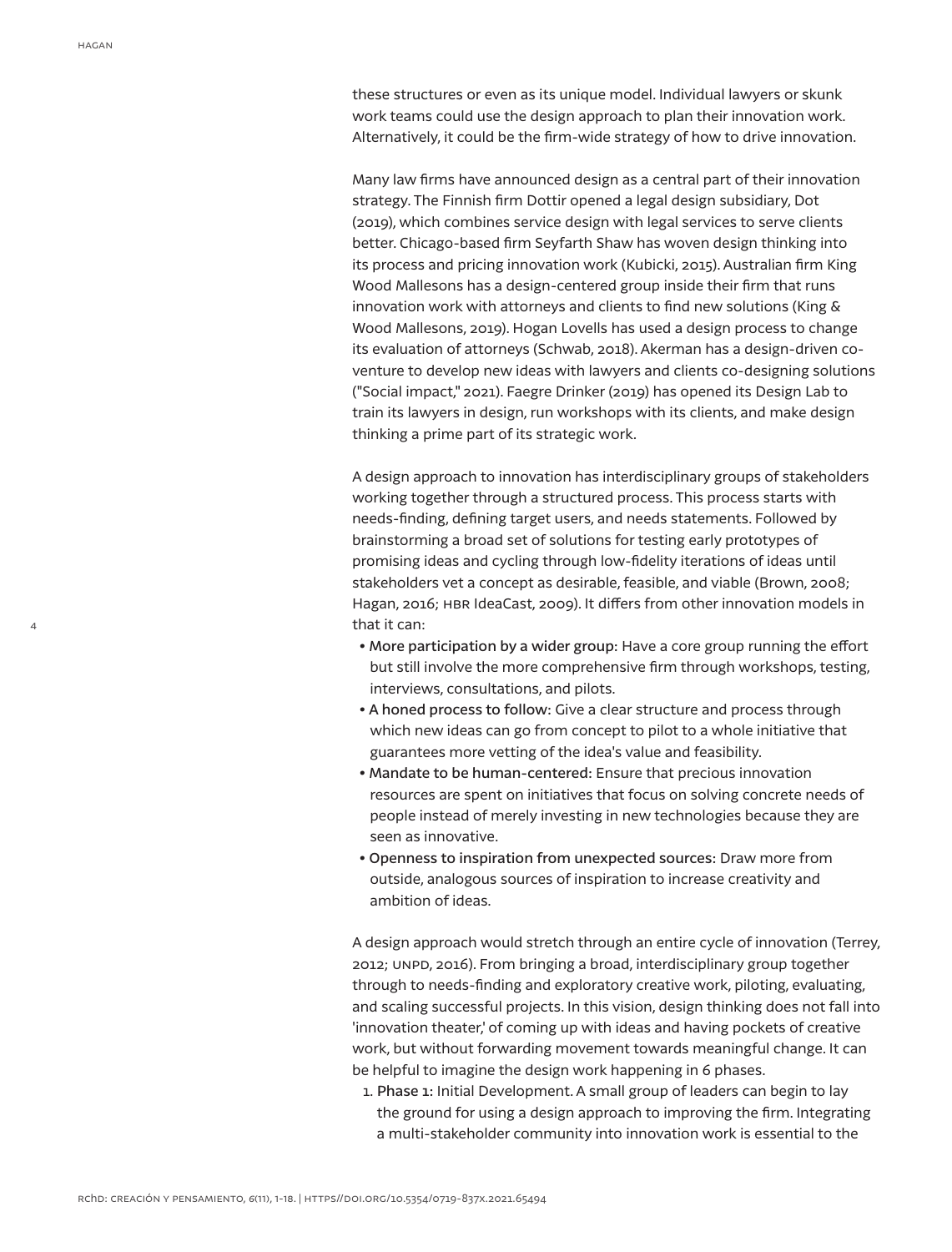these structures or even as its unique model. Individual lawyers or skunk work teams could use the design approach to plan their innovation work. Alternatively, it could be the firm-wide strategy of how to drive innovation.

Many law firms have announced design as a central part of their innovation strategy. The Finnish firm Dottir opened a legal design subsidiary, Dot (2019), which combines service design with legal services to serve clients better. Chicago-based firm Seyfarth Shaw has woven design thinking into its process and pricing innovation work (Kubicki, 2015). Australian firm King Wood Mallesons has a design-centered group inside their firm that runs innovation work with attorneys and clients to find new solutions (King & Wood Mallesons, 2019). Hogan Lovells has used a design process to change its evaluation of attorneys (Schwab, 2018). Akerman has a design-driven co-venture to develop new ideas with lawyers and clients co-designing solutions ("Social impact," 2021). Faegre Drinker (2019) has opened its Design Lab to train its lawyers in design, run workshops with its clients, and make design thinking a prime part of its strategic work.

A design approach to innovation has interdisciplinary groups of stakeholders working together through a structured process. This process starts with needs-finding, defining target users, and needs statements. Followed by brainstorming a broad set of solutions for testing early prototypes of promising ideas and cycling through low-fidelity iterations of ideas until stakeholders vet a concept as desirable, feasible, and viable (Brown, 2008; Hagan, 2016; HBR IdeaCast, 2009). It differs from other innovation models in that it can:

- More participation by a wider group: Have a core group running the effort but still involve the more comprehensive firm through workshops, testing, interviews, consultations, and pilots.
- A honed process to follow: Give a clear structure and process through which new ideas can go from concept to pilot to a whole initiative that guarantees more vetting of the idea's value and feasibility.
- Mandate to be human-centered: Ensure that precious innovation resources are spent on initiatives that focus on solving concrete needs of people instead of merely investing in new technologies because they are seen as innovative.
- Openness to inspiration from unexpected sources: Draw more from outside, analogous sources of inspiration to increase creativity and ambition of ideas.

A design approach would stretch through an entire cycle of innovation (Terrey, 2012; UNPD, 2016). From bringing a broad, interdisciplinary group together through to needs-finding and exploratory creative work, piloting, evaluating, and scaling successful projects. In this vision, design thinking does not fall into 'innovation theater,' of coming up with ideas and having pockets of creative work, but without forwarding movement towards meaningful change. It can be helpful to imagine the design work happening in 6 phases.

1. Phase 1: Initial Development. A small group of leaders can begin to lay the ground for using a design approach to improving the firm. Integrating a multi-stakeholder community into innovation work is essential to the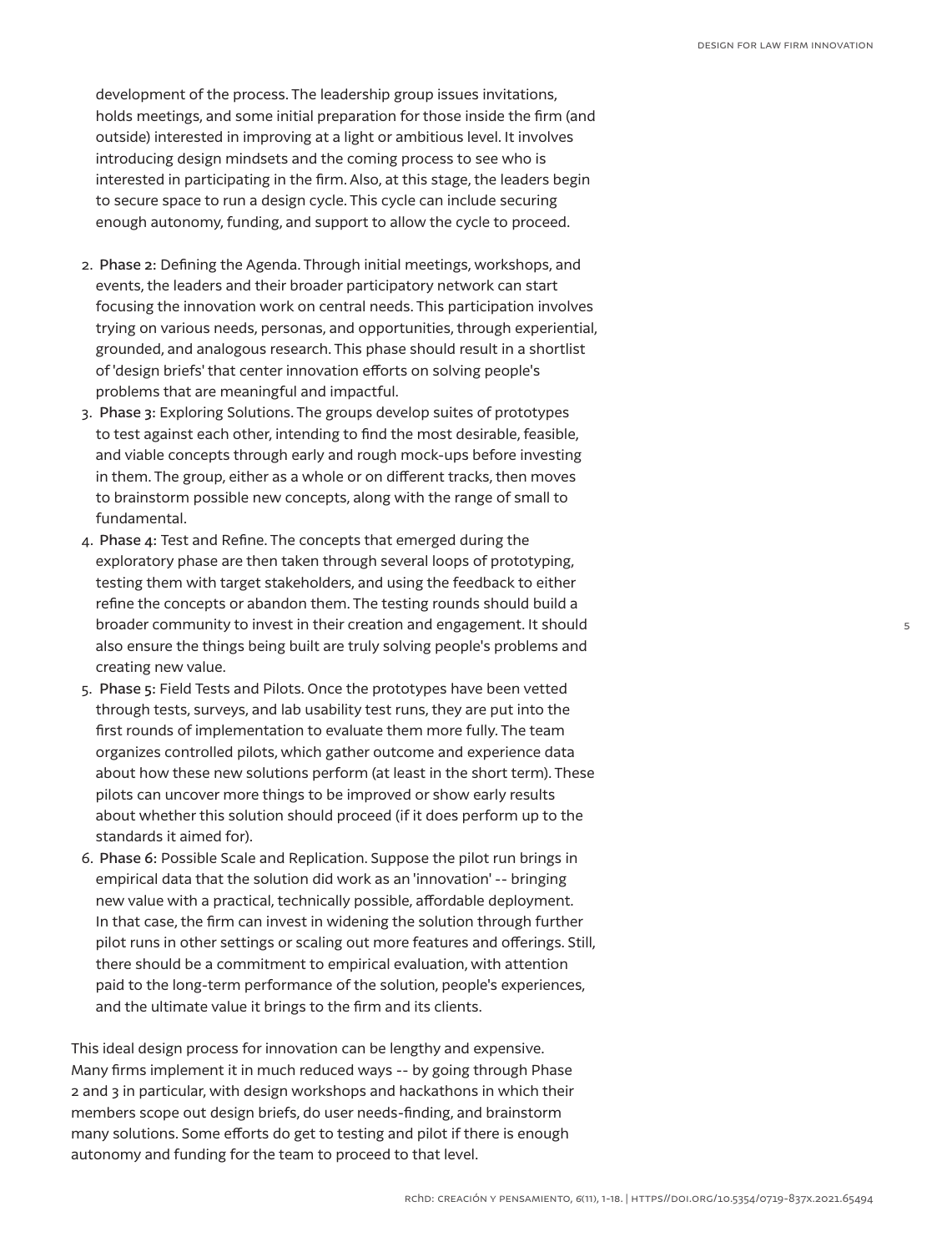development of the process. The leadership group issues invitations, holds meetings, and some initial preparation for those inside the firm (and outside) interested in improving at a light or ambitious level. It involves introducing design mindsets and the coming process to see who is interested in participating in the firm. Also, at this stage, the leaders begin to secure space to run a design cycle. This cycle can include securing enough autonomy, funding, and support to allow the cycle to proceed.

2. **Phase 2:** Defining the Agenda. Through initial meetings, workshops, and events, the leaders and their broader participatory network can start focusing the innovation work on central needs. This participation involves trying on various needs, personas, and opportunities, through experiential, grounded, and analogous research. This phase should result in a shortlist of 'design briefs' that center innovation efforts on solving people's problems that are meaningful and impactful.
3. **Phase 3:** Exploring Solutions. The groups develop suites of prototypes to test against each other, intending to find the most desirable, feasible, and viable concepts through early and rough mock-ups before investing in them. The group, either as a whole or on different tracks, then moves to brainstorm possible new concepts, along with the range of small to fundamental.
4. **Phase 4:** Test and Refine. The concepts that emerged during the exploratory phase are then taken through several loops of prototyping, testing them with target stakeholders, and using the feedback to either refine the concepts or abandon them. The testing rounds should build a broader community to invest in their creation and engagement. It should also ensure the things being built are truly solving people's problems and creating new value.
5. **Phase 5:** Field Tests and Pilots. Once the prototypes have been vetted through tests, surveys, and lab usability test runs, they are put into the first rounds of implementation to evaluate them more fully. The team organizes controlled pilots, which gather outcome and experience data about how these new solutions perform (at least in the short term). These pilots can uncover more things to be improved or show early results about whether this solution should proceed (if it does perform up to the standards it aimed for).
6. **Phase 6:** Possible Scale and Replication. Suppose the pilot run brings in empirical data that the solution did work as an 'innovation' -- bringing new value with a practical, technically possible, affordable deployment. In that case, the firm can invest in widening the solution through further pilot runs in other settings or scaling out more features and offerings. Still, there should be a commitment to empirical evaluation, with attention paid to the long-term performance of the solution, people's experiences, and the ultimate value it brings to the firm and its clients.

This ideal design process for innovation can be lengthy and expensive. Many firms implement it in much reduced ways -- by going through Phase 2 and 3 in particular, with design workshops and hackathons in which their members scope out design briefs, do user needs-finding, and brainstorm many solutions. Some efforts do get to testing and pilot if there is enough autonomy and funding for the team to proceed to that level.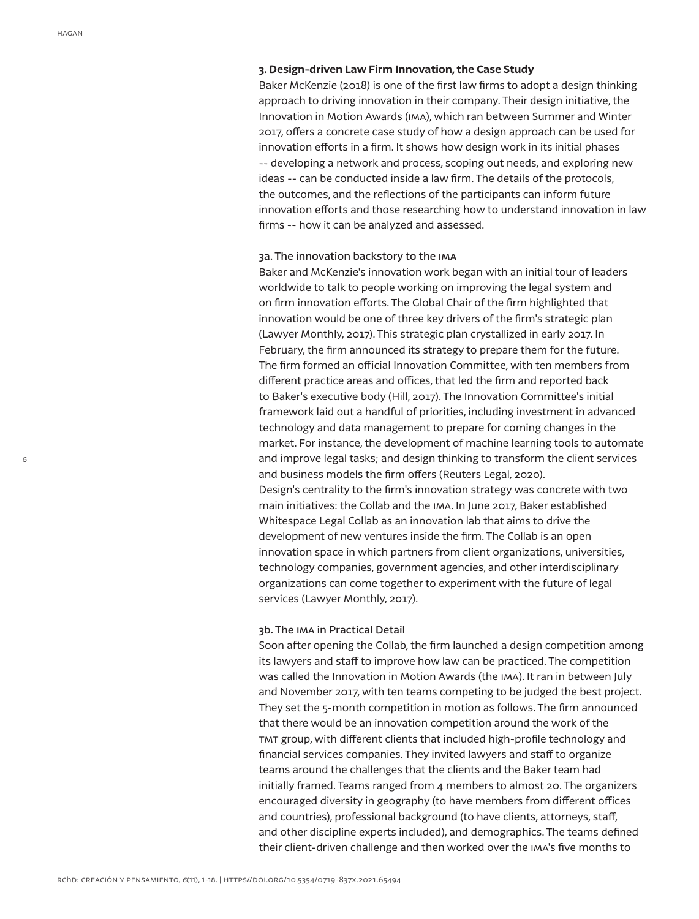### 3. Design-driven Law Firm Innovation, the Case Study

Baker McKenzie (2018) is one of the first law firms to adopt a design thinking approach to driving innovation in their company. Their design initiative, the Innovation in Motion Awards (IMA), which ran between Summer and Winter 2017, offers a concrete case study of how a design approach can be used for innovation efforts in a firm. It shows how design work in its initial phases -- developing a network and process, scoping out needs, and exploring new ideas -- can be conducted inside a law firm. The details of the protocols, the outcomes, and the reflections of the participants can inform future innovation efforts and those researching how to understand innovation in law firms -- how it can be analyzed and assessed.

#### 3a. The innovation backstory to the IMA

Baker and McKenzie's innovation work began with an initial tour of leaders worldwide to talk to people working on improving the legal system and on firm innovation efforts. The Global Chair of the firm highlighted that innovation would be one of three key drivers of the firm's strategic plan (Lawyer Monthly, 2017). This strategic plan crystallized in early 2017. In February, the firm announced its strategy to prepare them for the future. The firm formed an official Innovation Committee, with ten members from different practice areas and offices, that led the firm and reported back to Baker's executive body (Hill, 2017). The Innovation Committee's initial framework laid out a handful of priorities, including investment in advanced technology and data management to prepare for coming changes in the market. For instance, the development of machine learning tools to automate and improve legal tasks; and design thinking to transform the client services and business models the firm offers (Reuters Legal, 2020).

Design's centrality to the firm's innovation strategy was concrete with two main initiatives: the Collab and the IMA. In June 2017, Baker established Whitespace Legal Collab as an innovation lab that aims to drive the development of new ventures inside the firm. The Collab is an open innovation space in which partners from client organizations, universities, technology companies, government agencies, and other interdisciplinary organizations can come together to experiment with the future of legal services (Lawyer Monthly, 2017).

#### 3b. The IMA in Practical Detail

Soon after opening the Collab, the firm launched a design competition among its lawyers and staff to improve how law can be practiced. The competition was called the Innovation in Motion Awards (the IMA). It ran in between July and November 2017, with ten teams competing to be judged the best project. They set the 5-month competition in motion as follows. The firm announced that there would be an innovation competition around the work of the TMT group, with different clients that included high-profile technology and financial services companies. They invited lawyers and staff to organize teams around the challenges that the clients and the Baker team had initially framed. Teams ranged from 4 members to almost 20. The organizers encouraged diversity in geography (to have members from different offices and countries), professional background (to have clients, attorneys, staff, and other discipline experts included), and demographics. The teams defined their client-driven challenge and then worked over the IMA's five months to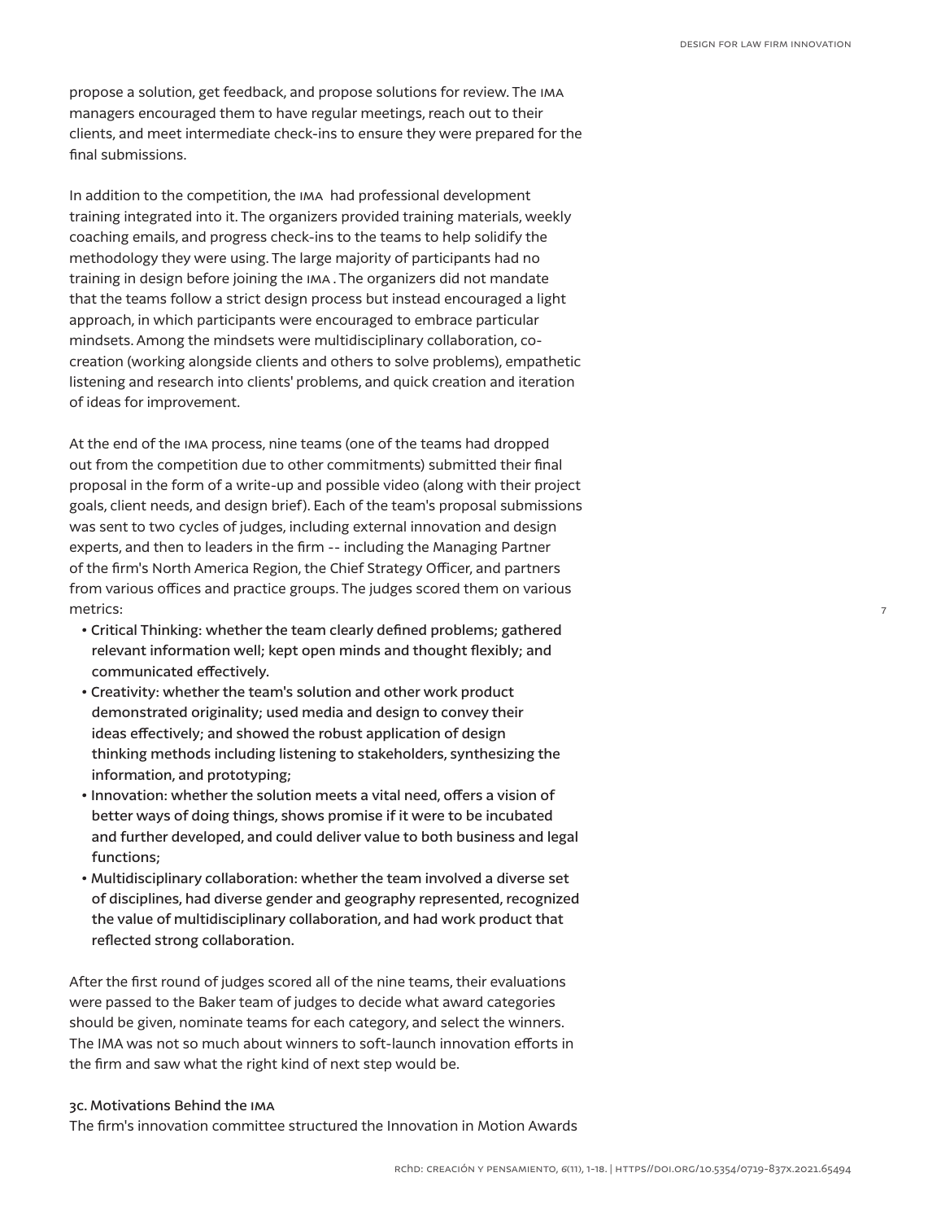propose a solution, get feedback, and propose solutions for review. The IMA managers encouraged them to have regular meetings, reach out to their clients, and meet intermediate check-ins to ensure they were prepared for the final submissions.

In addition to the competition, the IMA had professional development training integrated into it. The organizers provided training materials, weekly coaching emails, and progress check-ins to the teams to help solidify the methodology they were using. The large majority of participants had no training in design before joining the IMA. The organizers did not mandate that the teams follow a strict design process but instead encouraged a light approach, in which participants were encouraged to embrace particular mindsets. Among the mindsets were multidisciplinary collaboration, co-creation (working alongside clients and others to solve problems), empathetic listening and research into clients' problems, and quick creation and iteration of ideas for improvement.

At the end of the IMA process, nine teams (one of the teams had dropped out from the competition due to other commitments) submitted their final proposal in the form of a write-up and possible video (along with their project goals, client needs, and design brief). Each of the team's proposal submissions was sent to two cycles of judges, including external innovation and design experts, and then to leaders in the firm -- including the Managing Partner of the firm's North America Region, the Chief Strategy Officer, and partners from various offices and practice groups. The judges scored them on various metrics:

- Critical Thinking: whether the team clearly defined problems; gathered relevant information well; kept open minds and thought flexibly; and communicated effectively.
- Creativity: whether the team's solution and other work product demonstrated originality; used media and design to convey their ideas effectively; and showed the robust application of design thinking methods including listening to stakeholders, synthesizing the information, and prototyping;
- Innovation: whether the solution meets a vital need, offers a vision of better ways of doing things, shows promise if it were to be incubated and further developed, and could deliver value to both business and legal functions;
- Multidisciplinary collaboration: whether the team involved a diverse set of disciplines, had diverse gender and geography represented, recognized the value of multidisciplinary collaboration, and had work product that reflected strong collaboration.

After the first round of judges scored all of the nine teams, their evaluations were passed to the Baker team of judges to decide what award categories should be given, nominate teams for each category, and select the winners. The IMA was not so much about winners to soft-launch innovation efforts in the firm and saw what the right kind of next step would be.

### 3c. Motivations Behind the IMA

The firm's innovation committee structured the Innovation in Motion Awards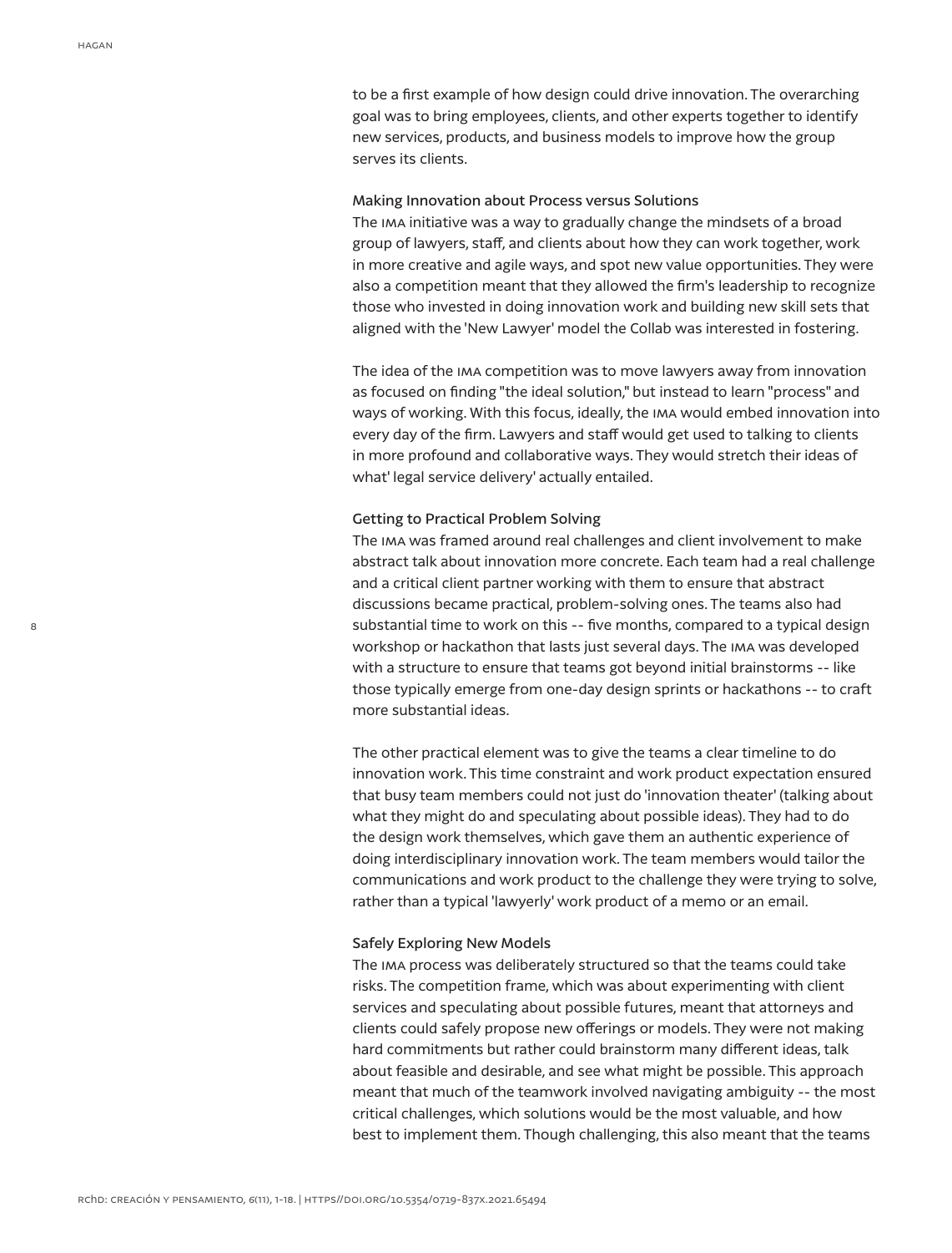to be a first example of how design could drive innovation. The overarching goal was to bring employees, clients, and other experts together to identify new services, products, and business models to improve how the group serves its clients.

### Making Innovation about Process versus Solutions

The IMA initiative was a way to gradually change the mindsets of a broad group of lawyers, staff, and clients about how they can work together, work in more creative and agile ways, and spot new value opportunities. They were also a competition meant that they allowed the firm's leadership to recognize those who invested in doing innovation work and building new skill sets that aligned with the 'New Lawyer' model the Collab was interested in fostering.

The idea of the IMA competition was to move lawyers away from innovation as focused on finding "the ideal solution," but instead to learn "process" and ways of working. With this focus, ideally, the IMA would embed innovation into every day of the firm. Lawyers and staff would get used to talking to clients in more profound and collaborative ways. They would stretch their ideas of what' legal service delivery' actually entailed.

### Getting to Practical Problem Solving

The IMA was framed around real challenges and client involvement to make abstract talk about innovation more concrete. Each team had a real challenge and a critical client partner working with them to ensure that abstract discussions became practical, problem-solving ones. The teams also had substantial time to work on this -- five months, compared to a typical design workshop or hackathon that lasts just several days. The IMA was developed with a structure to ensure that teams got beyond initial brainstorms -- like those typically emerge from one-day design sprints or hackathons -- to craft more substantial ideas.

The other practical element was to give the teams a clear timeline to do innovation work. This time constraint and work product expectation ensured that busy team members could not just do 'innovation theater' (talking about what they might do and speculating about possible ideas). They had to do the design work themselves, which gave them an authentic experience of doing interdisciplinary innovation work. The team members would tailor the communications and work product to the challenge they were trying to solve, rather than a typical 'lawyerly' work product of a memo or an email.

### Safely Exploring New Models

The IMA process was deliberately structured so that the teams could take risks. The competition frame, which was about experimenting with client services and speculating about possible futures, meant that attorneys and clients could safely propose new offerings or models. They were not making hard commitments but rather could brainstorm many different ideas, talk about feasible and desirable, and see what might be possible. This approach meant that much of the teamwork involved navigating ambiguity -- the most critical challenges, which solutions would be the most valuable, and how best to implement them. Though challenging, this also meant that the teams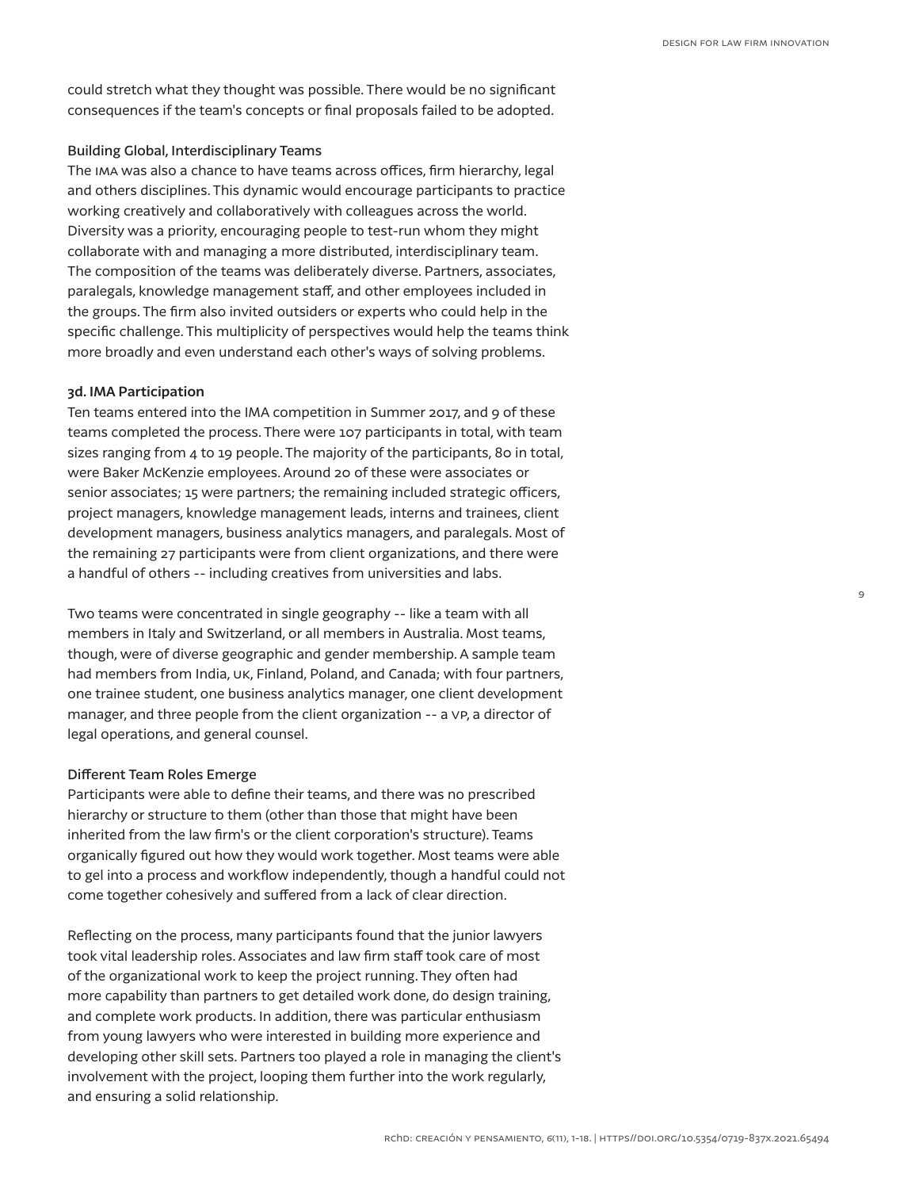could stretch what they thought was possible. There would be no significant consequences if the team's concepts or final proposals failed to be adopted.

### Building Global, Interdisciplinary Teams

The IMA was also a chance to have teams across offices, firm hierarchy, legal and others disciplines. This dynamic would encourage participants to practice working creatively and collaboratively with colleagues across the world. Diversity was a priority, encouraging people to test-run whom they might collaborate with and managing a more distributed, interdisciplinary team. The composition of the teams was deliberately diverse. Partners, associates, paralegals, knowledge management staff, and other employees included in the groups. The firm also invited outsiders or experts who could help in the specific challenge. This multiplicity of perspectives would help the teams think more broadly and even understand each other's ways of solving problems.

### 3d. IMA Participation

Ten teams entered into the IMA competition in Summer 2017, and 9 of these teams completed the process. There were 107 participants in total, with team sizes ranging from 4 to 19 people. The majority of the participants, 80 in total, were Baker McKenzie employees. Around 20 of these were associates or senior associates; 15 were partners; the remaining included strategic officers, project managers, knowledge management leads, interns and trainees, client development managers, business analytics managers, and paralegals. Most of the remaining 27 participants were from client organizations, and there were a handful of others -- including creatives from universities and labs.

Two teams were concentrated in single geography -- like a team with all members in Italy and Switzerland, or all members in Australia. Most teams, though, were of diverse geographic and gender membership. A sample team had members from India, UK, Finland, Poland, and Canada; with four partners, one trainee student, one business analytics manager, one client development manager, and three people from the client organization -- a VP, a director of legal operations, and general counsel.

### Different Team Roles Emerge

Participants were able to define their teams, and there was no prescribed hierarchy or structure to them (other than those that might have been inherited from the law firm's or the client corporation's structure). Teams organically figured out how they would work together. Most teams were able to gel into a process and workflow independently, though a handful could not come together cohesively and suffered from a lack of clear direction.

Reflecting on the process, many participants found that the junior lawyers took vital leadership roles. Associates and law firm staff took care of most of the organizational work to keep the project running. They often had more capability than partners to get detailed work done, do design training, and complete work products. In addition, there was particular enthusiasm from young lawyers who were interested in building more experience and developing other skill sets. Partners too played a role in managing the client's involvement with the project, looping them further into the work regularly, and ensuring a solid relationship.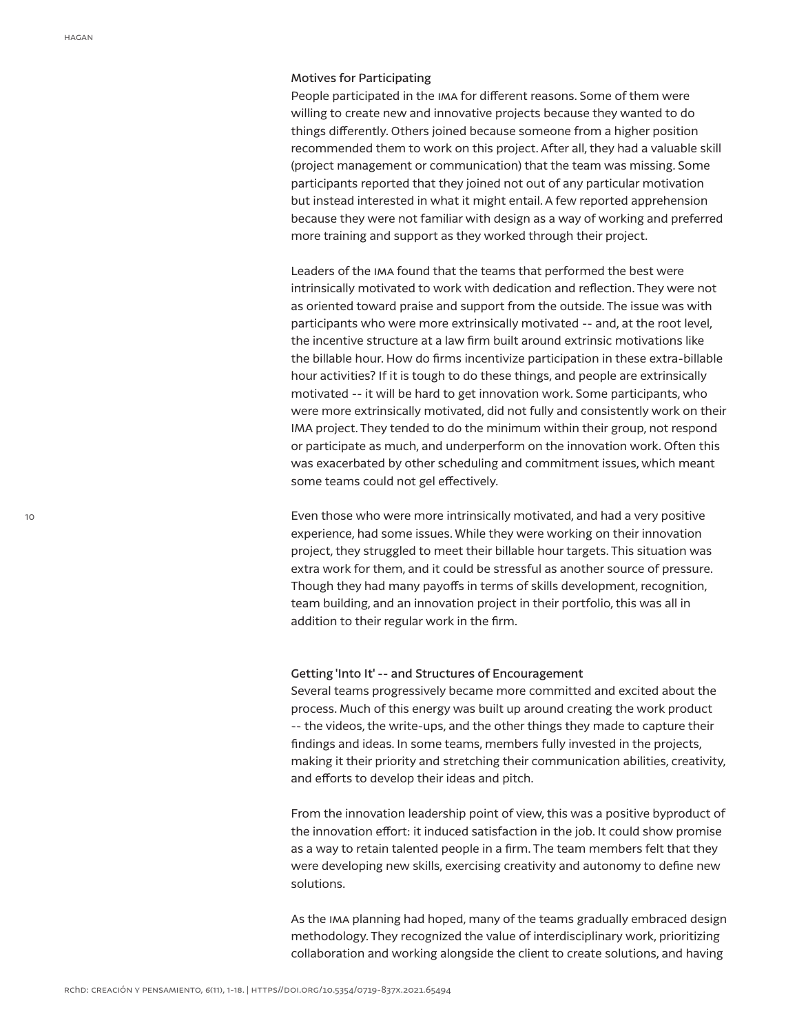### Motives for Participating

People participated in the IMA for different reasons. Some of them were willing to create new and innovative projects because they wanted to do things differently. Others joined because someone from a higher position recommended them to work on this project. After all, they had a valuable skill (project management or communication) that the team was missing. Some participants reported that they joined not out of any particular motivation but instead interested in what it might entail. A few reported apprehension because they were not familiar with design as a way of working and preferred more training and support as they worked through their project.

Leaders of the IMA found that the teams that performed the best were intrinsically motivated to work with dedication and reflection. They were not as oriented toward praise and support from the outside. The issue was with participants who were more extrinsically motivated -- and, at the root level, the incentive structure at a law firm built around extrinsic motivations like the billable hour. How do firms incentivize participation in these extra-billable hour activities? If it is tough to do these things, and people are extrinsically motivated -- it will be hard to get innovation work. Some participants, who were more extrinsically motivated, did not fully and consistently work on their IMA project. They tended to do the minimum within their group, not respond or participate as much, and underperform on the innovation work. Often this was exacerbated by other scheduling and commitment issues, which meant some teams could not gel effectively.

Even those who were more intrinsically motivated, and had a very positive experience, had some issues. While they were working on their innovation project, they struggled to meet their billable hour targets. This situation was extra work for them, and it could be stressful as another source of pressure. Though they had many payoffs in terms of skills development, recognition, team building, and an innovation project in their portfolio, this was all in addition to their regular work in the firm.

### Getting 'Into It' -- and Structures of Encouragement

Several teams progressively became more committed and excited about the process. Much of this energy was built up around creating the work product -- the videos, the write-ups, and the other things they made to capture their findings and ideas. In some teams, members fully invested in the projects, making it their priority and stretching their communication abilities, creativity, and efforts to develop their ideas and pitch.

From the innovation leadership point of view, this was a positive byproduct of the innovation effort: it induced satisfaction in the job. It could show promise as a way to retain talented people in a firm. The team members felt that they were developing new skills, exercising creativity and autonomy to define new solutions.

As the IMA planning had hoped, many of the teams gradually embraced design methodology. They recognized the value of interdisciplinary work, prioritizing collaboration and working alongside the client to create solutions, and having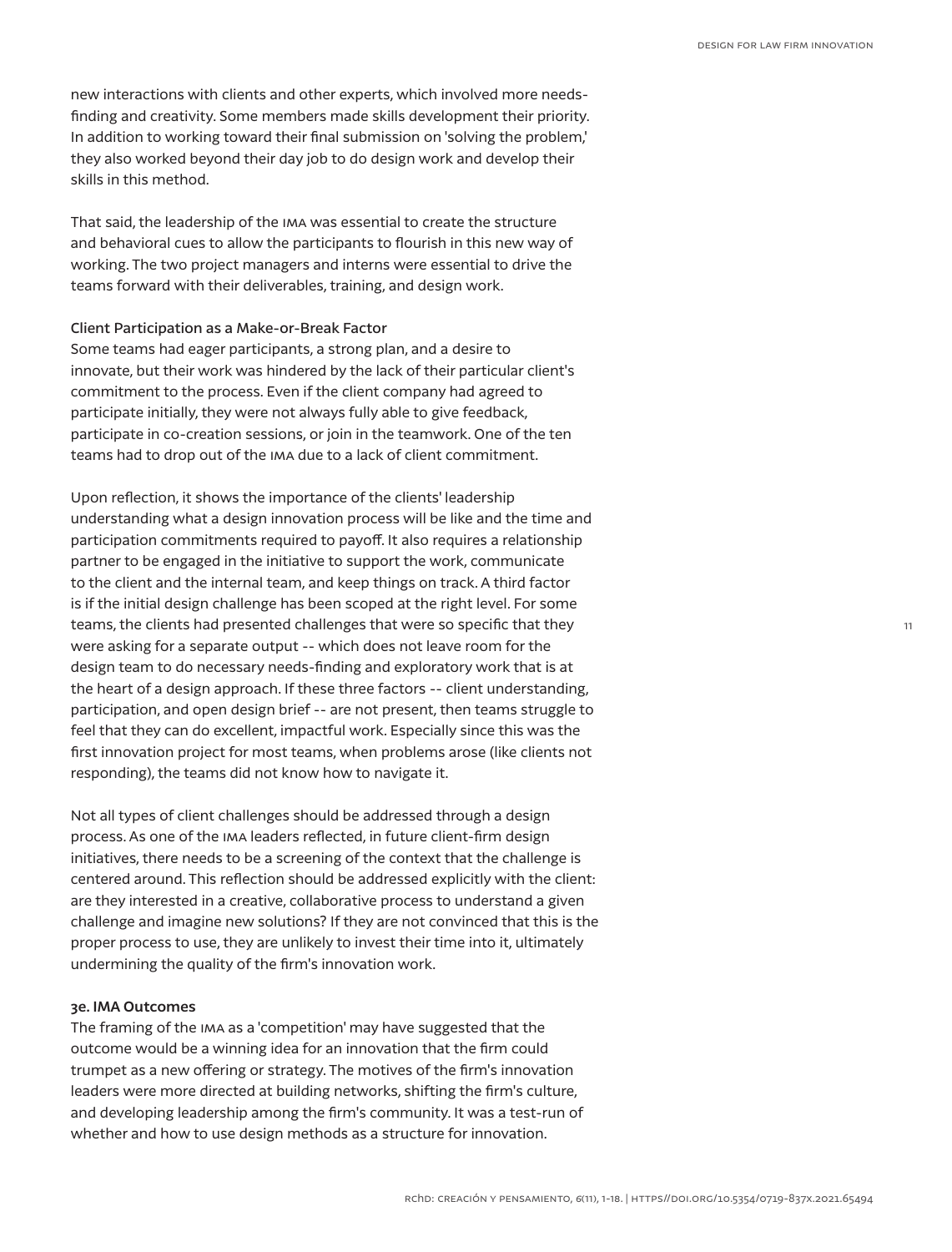new interactions with clients and other experts, which involved more needs-finding and creativity. Some members made skills development their priority. In addition to working toward their final submission on 'solving the problem,' they also worked beyond their day job to do design work and develop their skills in this method.

That said, the leadership of the IMA was essential to create the structure and behavioral cues to allow the participants to flourish in this new way of working. The two project managers and interns were essential to drive the teams forward with their deliverables, training, and design work.

#### Client Participation as a Make-or-Break Factor

Some teams had eager participants, a strong plan, and a desire to innovate, but their work was hindered by the lack of their particular client's commitment to the process. Even if the client company had agreed to participate initially, they were not always fully able to give feedback, participate in co-creation sessions, or join in the teamwork. One of the ten teams had to drop out of the IMA due to a lack of client commitment.

Upon reflection, it shows the importance of the clients' leadership understanding what a design innovation process will be like and the time and participation commitments required to payoff. It also requires a relationship partner to be engaged in the initiative to support the work, communicate to the client and the internal team, and keep things on track. A third factor is if the initial design challenge has been scoped at the right level. For some teams, the clients had presented challenges that were so specific that they were asking for a separate output -- which does not leave room for the design team to do necessary needs-finding and exploratory work that is at the heart of a design approach. If these three factors -- client understanding, participation, and open design brief -- are not present, then teams struggle to feel that they can do excellent, impactful work. Especially since this was the first innovation project for most teams, when problems arose (like clients not responding), the teams did not know how to navigate it.

Not all types of client challenges should be addressed through a design process. As one of the IMA leaders reflected, in future client-firm design initiatives, there needs to be a screening of the context that the challenge is centered around. This reflection should be addressed explicitly with the client: are they interested in a creative, collaborative process to understand a given challenge and imagine new solutions? If they are not convinced that this is the proper process to use, they are unlikely to invest their time into it, ultimately undermining the quality of the firm's innovation work.

### 3e. IMA Outcomes

The framing of the IMA as a 'competition' may have suggested that the outcome would be a winning idea for an innovation that the firm could trumpet as a new offering or strategy. The motives of the firm's innovation leaders were more directed at building networks, shifting the firm's culture, and developing leadership among the firm's community. It was a test-run of whether and how to use design methods as a structure for innovation.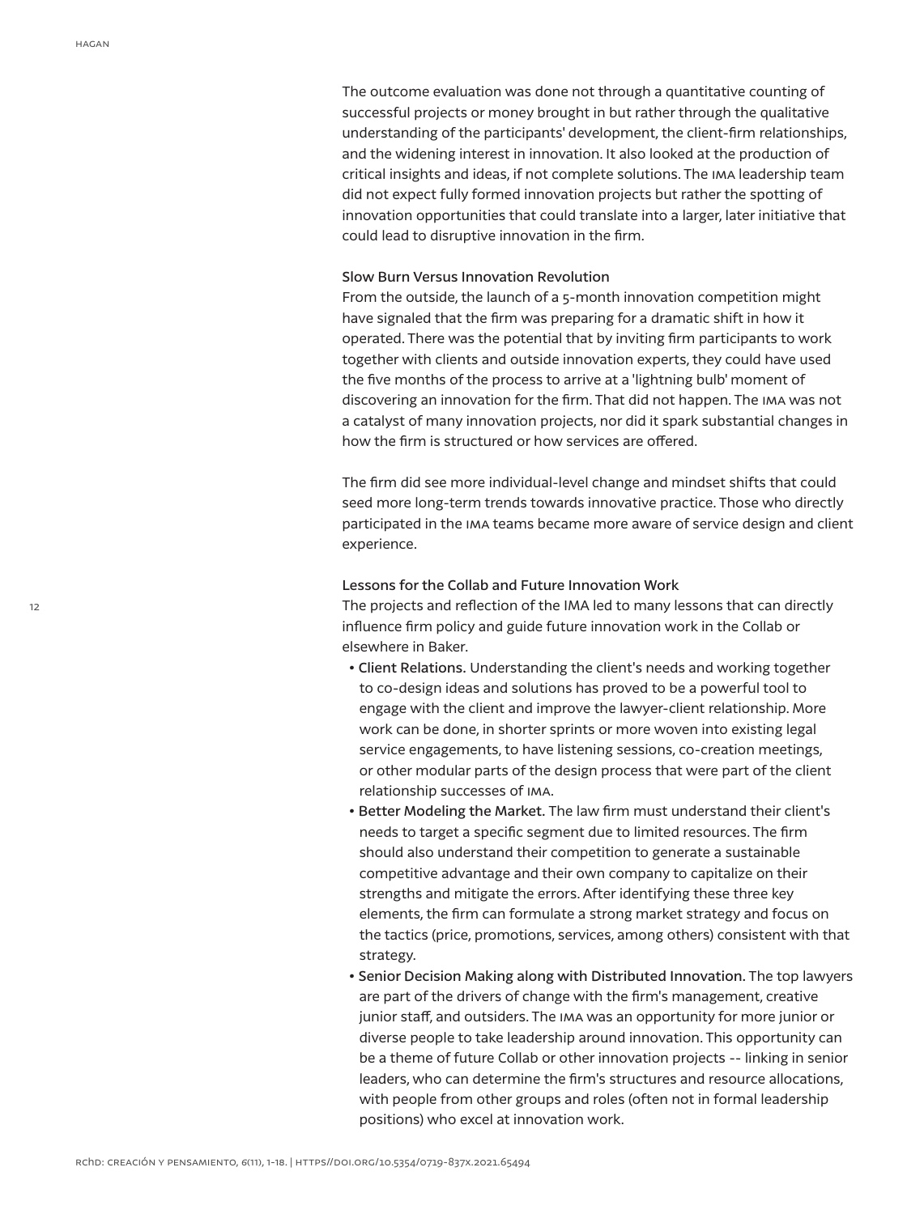The outcome evaluation was done not through a quantitative counting of successful projects or money brought in but rather through the qualitative understanding of the participants' development, the client-firm relationships, and the widening interest in innovation. It also looked at the production of critical insights and ideas, if not complete solutions. The IMA leadership team did not expect fully formed innovation projects but rather the spotting of innovation opportunities that could translate into a larger, later initiative that could lead to disruptive innovation in the firm.

### Slow Burn Versus Innovation Revolution

From the outside, the launch of a 5-month innovation competition might have signaled that the firm was preparing for a dramatic shift in how it operated. There was the potential that by inviting firm participants to work together with clients and outside innovation experts, they could have used the five months of the process to arrive at a 'lightning bulb' moment of discovering an innovation for the firm. That did not happen. The IMA was not a catalyst of many innovation projects, nor did it spark substantial changes in how the firm is structured or how services are offered.

The firm did see more individual-level change and mindset shifts that could seed more long-term trends towards innovative practice. Those who directly participated in the IMA teams became more aware of service design and client experience.

### Lessons for the Collab and Future Innovation Work

The projects and reflection of the IMA led to many lessons that can directly influence firm policy and guide future innovation work in the Collab or elsewhere in Baker.

- **Client Relations.** Understanding the client's needs and working together to co-design ideas and solutions has proved to be a powerful tool to engage with the client and improve the lawyer-client relationship. More work can be done, in shorter sprints or more woven into existing legal service engagements, to have listening sessions, co-creation meetings, or other modular parts of the design process that were part of the client relationship successes of IMA.
- **Better Modeling the Market.** The law firm must understand their client's needs to target a specific segment due to limited resources. The firm should also understand their competition to generate a sustainable competitive advantage and their own company to capitalize on their strengths and mitigate the errors. After identifying these three key elements, the firm can formulate a strong market strategy and focus on the tactics (price, promotions, services, among others) consistent with that strategy.
- **Senior Decision Making along with Distributed Innovation.** The top lawyers are part of the drivers of change with the firm's management, creative junior staff, and outsiders. The IMA was an opportunity for more junior or diverse people to take leadership around innovation. This opportunity can be a theme of future Collab or other innovation projects -- linking in senior leaders, who can determine the firm's structures and resource allocations, with people from other groups and roles (often not in formal leadership positions) who excel at innovation work.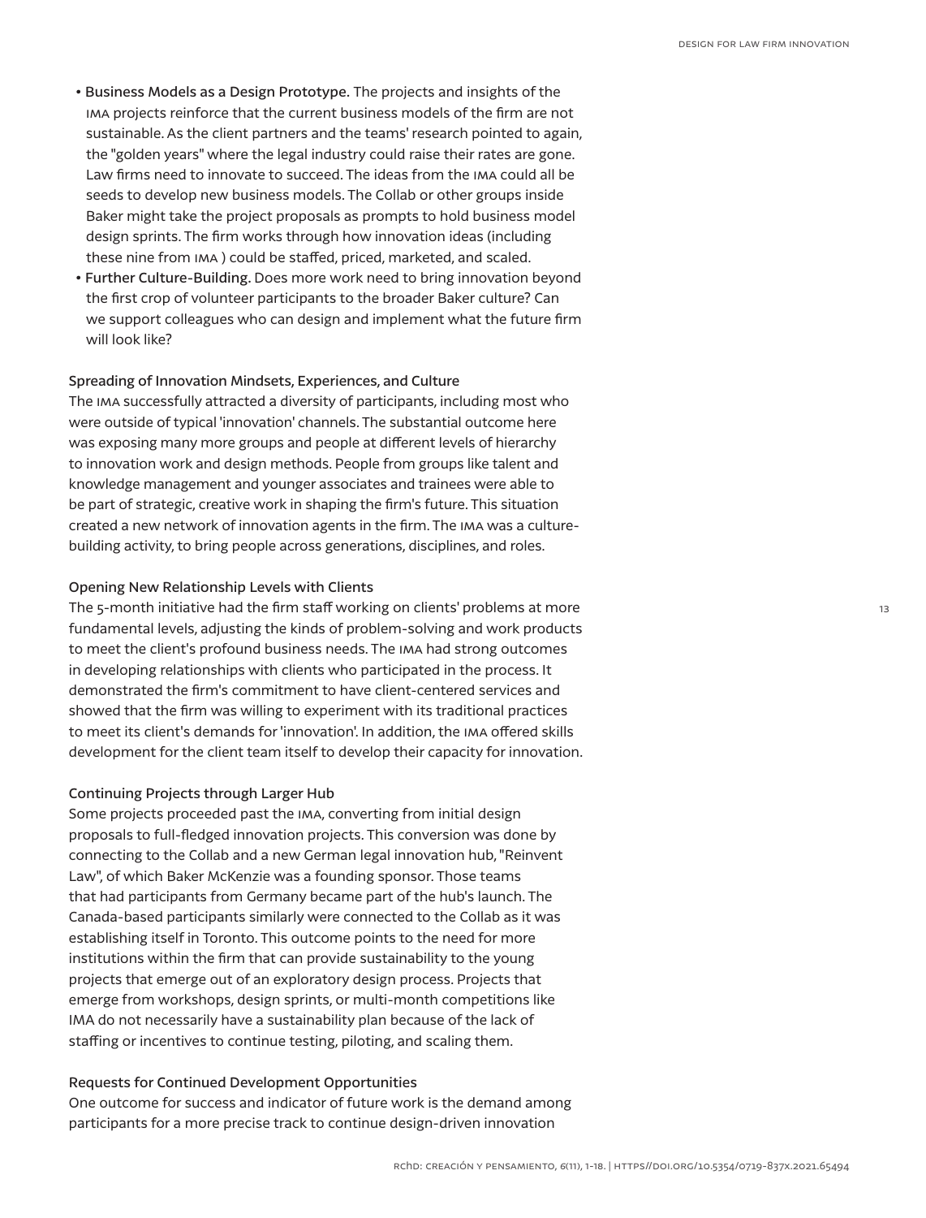- **Business Models as a Design Prototype.** The projects and insights of the IMA projects reinforce that the current business models of the firm are not sustainable. As the client partners and the teams' research pointed to again, the "golden years" where the legal industry could raise their rates are gone. Law firms need to innovate to succeed. The ideas from the IMA could all be seeds to develop new business models. The Collab or other groups inside Baker might take the project proposals as prompts to hold business model design sprints. The firm works through how innovation ideas (including these nine from IMA ) could be staffed, priced, marketed, and scaled.
- **Further Culture-Building.** Does more work need to bring innovation beyond the first crop of volunteer participants to the broader Baker culture? Can we support colleagues who can design and implement what the future firm will look like?

### Spreading of Innovation Mindsets, Experiences, and Culture

The IMA successfully attracted a diversity of participants, including most who were outside of typical 'innovation' channels. The substantial outcome here was exposing many more groups and people at different levels of hierarchy to innovation work and design methods. People from groups like talent and knowledge management and younger associates and trainees were able to be part of strategic, creative work in shaping the firm's future. This situation created a new network of innovation agents in the firm. The IMA was a culture-building activity, to bring people across generations, disciplines, and roles.

### Opening New Relationship Levels with Clients

The 5-month initiative had the firm staff working on clients' problems at more fundamental levels, adjusting the kinds of problem-solving and work products to meet the client's profound business needs. The IMA had strong outcomes in developing relationships with clients who participated in the process. It demonstrated the firm's commitment to have client-centered services and showed that the firm was willing to experiment with its traditional practices to meet its client's demands for 'innovation'. In addition, the IMA offered skills development for the client team itself to develop their capacity for innovation.

### Continuing Projects through Larger Hub

Some projects proceeded past the IMA, converting from initial design proposals to full-fledged innovation projects. This conversion was done by connecting to the Collab and a new German legal innovation hub, "Reinvent Law", of which Baker McKenzie was a founding sponsor. Those teams that had participants from Germany became part of the hub's launch. The Canada-based participants similarly were connected to the Collab as it was establishing itself in Toronto. This outcome points to the need for more institutions within the firm that can provide sustainability to the young projects that emerge out of an exploratory design process. Projects that emerge from workshops, design sprints, or multi-month competitions like IMA do not necessarily have a sustainability plan because of the lack of staffing or incentives to continue testing, piloting, and scaling them.

### Requests for Continued Development Opportunities

One outcome for success and indicator of future work is the demand among participants for a more precise track to continue design-driven innovation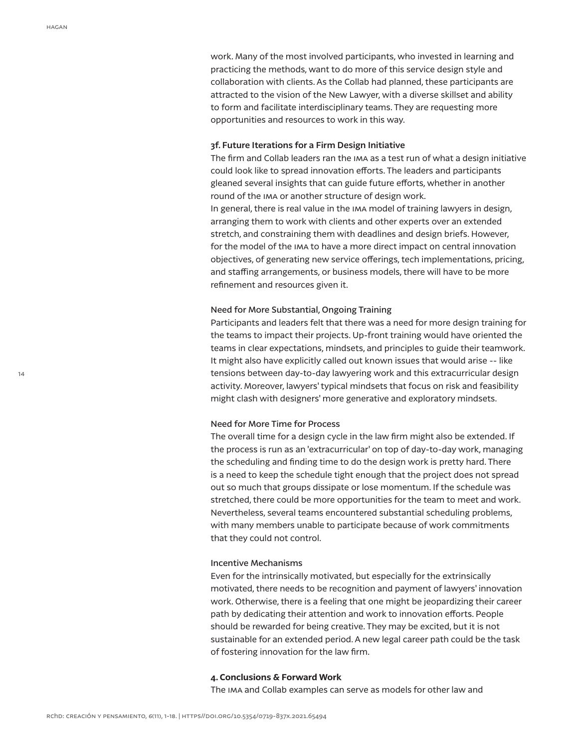work. Many of the most involved participants, who invested in learning and practicing the methods, want to do more of this service design style and collaboration with clients. As the Collab had planned, these participants are attracted to the vision of the New Lawyer, with a diverse skillset and ability to form and facilitate interdisciplinary teams. They are requesting more opportunities and resources to work in this way.

### 3f. Future Iterations for a Firm Design Initiative

The firm and Collab leaders ran the IMA as a test run of what a design initiative could look like to spread innovation efforts. The leaders and participants gleaned several insights that can guide future efforts, whether in another round of the IMA or another structure of design work.

In general, there is real value in the IMA model of training lawyers in design, arranging them to work with clients and other experts over an extended stretch, and constraining them with deadlines and design briefs. However, for the model of the IMA to have a more direct impact on central innovation objectives, of generating new service offerings, tech implementations, pricing, and staffing arrangements, or business models, there will have to be more refinement and resources given it.

#### Need for More Substantial, Ongoing Training

Participants and leaders felt that there was a need for more design training for the teams to impact their projects. Up-front training would have oriented the teams in clear expectations, mindsets, and principles to guide their teamwork. It might also have explicitly called out known issues that would arise -- like tensions between day-to-day lawyering work and this extracurricular design activity. Moreover, lawyers' typical mindsets that focus on risk and feasibility might clash with designers' more generative and exploratory mindsets.

#### Need for More Time for Process

The overall time for a design cycle in the law firm might also be extended. If the process is run as an 'extracurricular' on top of day-to-day work, managing the scheduling and finding time to do the design work is pretty hard. There is a need to keep the schedule tight enough that the project does not spread out so much that groups dissipate or lose momentum. If the schedule was stretched, there could be more opportunities for the team to meet and work. Nevertheless, several teams encountered substantial scheduling problems, with many members unable to participate because of work commitments that they could not control.

#### Incentive Mechanisms

Even for the intrinsically motivated, but especially for the extrinsically motivated, there needs to be recognition and payment of lawyers' innovation work. Otherwise, there is a feeling that one might be jeopardizing their career path by dedicating their attention and work to innovation efforts. People should be rewarded for being creative. They may be excited, but it is not sustainable for an extended period. A new legal career path could be the task of fostering innovation for the law firm.

## 4. Conclusions & Forward Work

The IMA and Collab examples can serve as models for other law and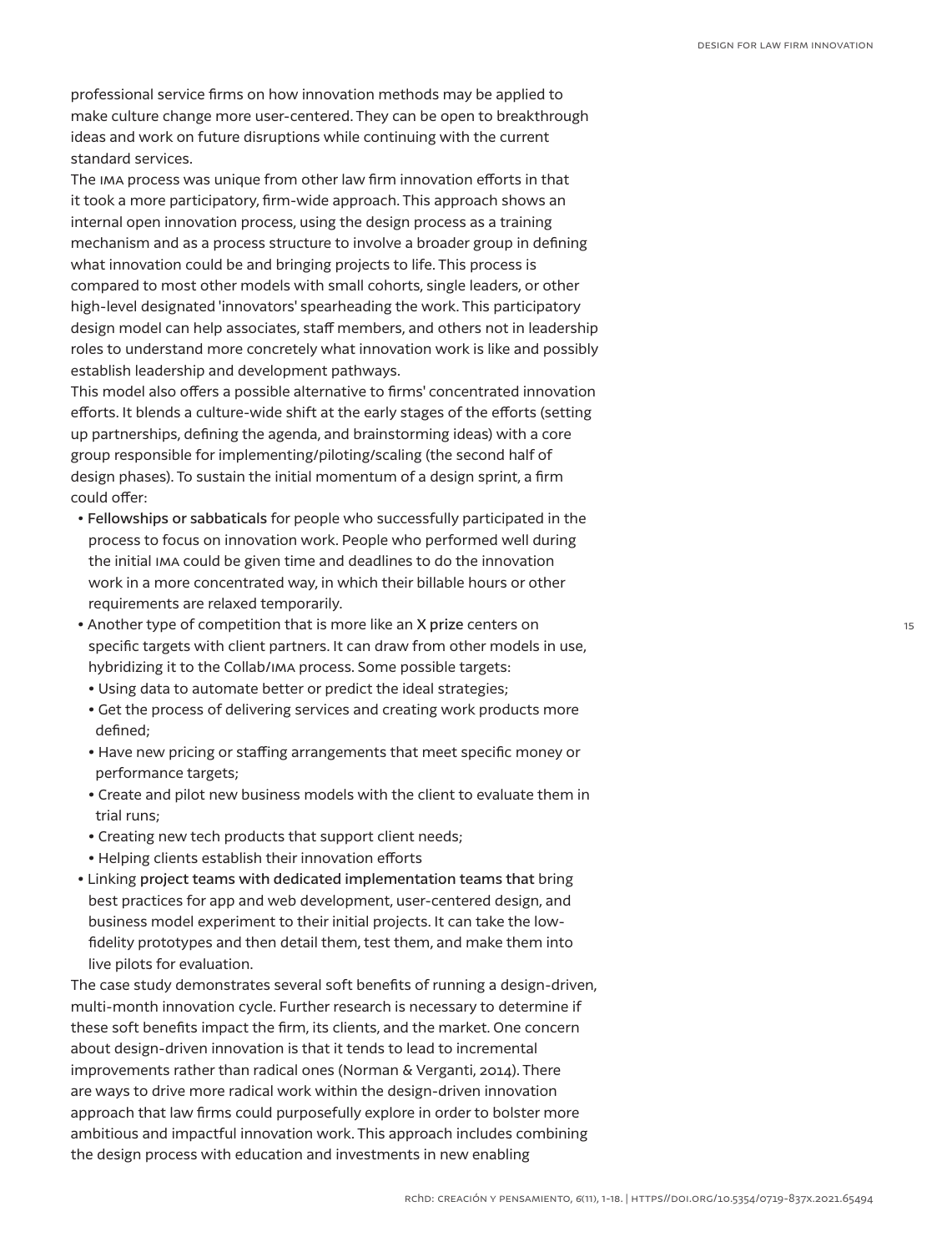professional service firms on how innovation methods may be applied to make culture change more user-centered. They can be open to breakthrough ideas and work on future disruptions while continuing with the current standard services.

The IMA process was unique from other law firm innovation efforts in that it took a more participatory, firm-wide approach. This approach shows an internal open innovation process, using the design process as a training mechanism and as a process structure to involve a broader group in defining what innovation could be and bringing projects to life. This process is compared to most other models with small cohorts, single leaders, or other high-level designated 'innovators' spearheading the work. This participatory design model can help associates, staff members, and others not in leadership roles to understand more concretely what innovation work is like and possibly establish leadership and development pathways.

This model also offers a possible alternative to firms' concentrated innovation efforts. It blends a culture-wide shift at the early stages of the efforts (setting up partnerships, defining the agenda, and brainstorming ideas) with a core group responsible for implementing/piloting/scaling (the second half of design phases). To sustain the initial momentum of a design sprint, a firm could offer:

- Fellowships or sabbaticals for people who successfully participated in the process to focus on innovation work. People who performed well during the initial IMA could be given time and deadlines to do the innovation work in a more concentrated way, in which their billable hours or other requirements are relaxed temporarily.
- Another type of competition that is more like an X prize centers on specific targets with client partners. It can draw from other models in use, hybridizing it to the Collab/IMA process. Some possible targets:
  - Using data to automate better or predict the ideal strategies;
  - Get the process of delivering services and creating work products more defined;
  - Have new pricing or staffing arrangements that meet specific money or performance targets;
  - Create and pilot new business models with the client to evaluate them in trial runs;
  - Creating new tech products that support client needs;
  - Helping clients establish their innovation efforts
- Linking project teams with dedicated implementation teams that bring best practices for app and web development, user-centered design, and business model experiment to their initial projects. It can take the low-fidelity prototypes and then detail them, test them, and make them into live pilots for evaluation.

The case study demonstrates several soft benefits of running a design-driven, multi-month innovation cycle. Further research is necessary to determine if these soft benefits impact the firm, its clients, and the market. One concern about design-driven innovation is that it tends to lead to incremental improvements rather than radical ones (Norman & Verganti, 2014). There are ways to drive more radical work within the design-driven innovation approach that law firms could purposefully explore in order to bolster more ambitious and impactful innovation work. This approach includes combining the design process with education and investments in new enabling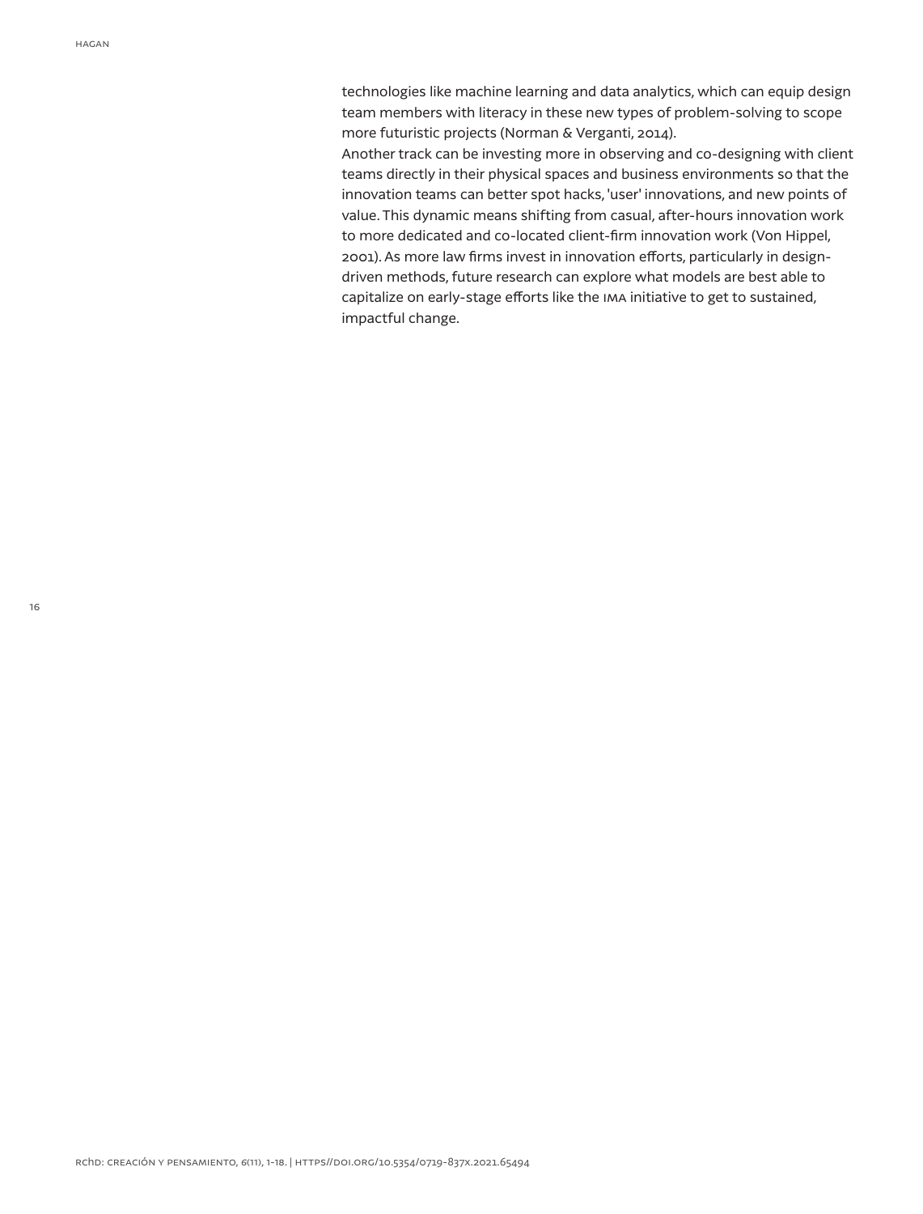technologies like machine learning and data analytics, which can equip design team members with literacy in these new types of problem-solving to scope more futuristic projects (Norman & Verganti, 2014).

Another track can be investing more in observing and co-designing with client teams directly in their physical spaces and business environments so that the innovation teams can better spot hacks, 'user' innovations, and new points of value. This dynamic means shifting from casual, after-hours innovation work to more dedicated and co-located client-firm innovation work (Von Hippel, 2001). As more law firms invest in innovation efforts, particularly in design-driven methods, future research can explore what models are best able to capitalize on early-stage efforts like the IMA initiative to get to sustained, impactful change.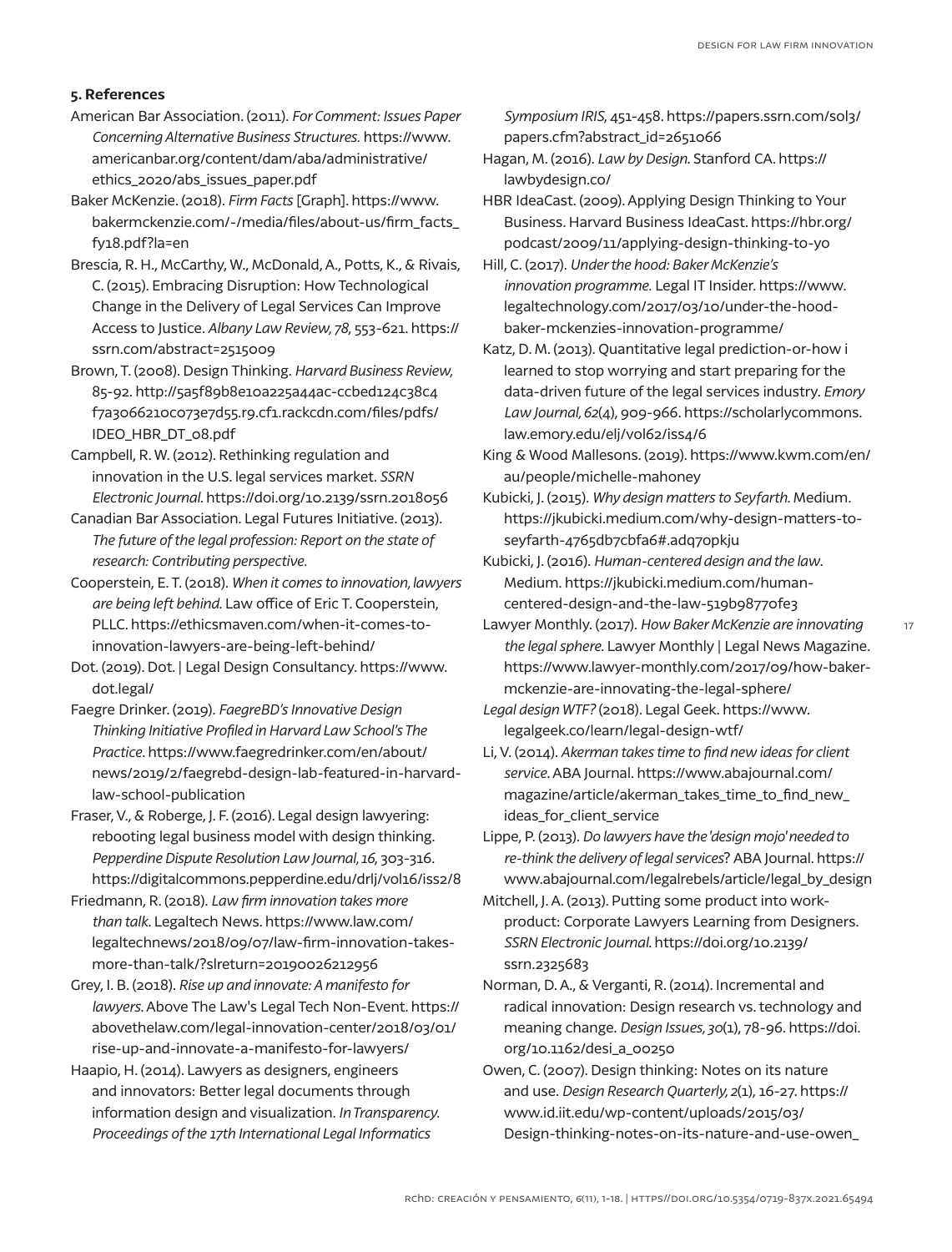## 5. References

American Bar Association. (2011). *For Comment: Issues Paper Concerning Alternative Business Structures.* https://www.americanbar.org/content/dam/aba/administrative/ethics_2020/abs_issues_paper.pdf

Baker McKenzie. (2018). *Firm Facts* [Graph]. https://www.bakermckenzie.com/-/media/files/about-us/firm_facts_fy18.pdf?la=en

Brescia, R. H., McCarthy, W., McDonald, A., Potts, K., & Rivais, C. (2015). Embracing Disruption: How Technological Change in the Delivery of Legal Services Can Improve Access to Justice. *Albany Law Review, 78*, 553-621. https://ssrn.com/abstract=2515009

Brown, T. (2008). Design Thinking. *Harvard Business Review,* 85-92. http://5a5f89b8e10a225a44ac-ccbed124c38c4f7a3066210c073e7d55.r9.cf1.rackcdn.com/files/pdfs/IDEO_HBR_DT_08.pdf

Campbell, R. W. (2012). Rethinking regulation and innovation in the U.S. legal services market. *SSRN Electronic Journal*. https://doi.org/10.2139/ssrn.2018056

Canadian Bar Association. Legal Futures Initiative. (2013). *The future of the legal profession: Report on the state of research: Contributing perspective.*

Cooperstein, E. T. (2018). *When it comes to innovation, lawyers are being left behind.* Law office of Eric T. Cooperstein, PLLC. https://ethicsmaven.com/when-it-comes-to-innovation-lawyers-are-being-left-behind/

Dot. (2019). Dot. | Legal Design Consultancy. https://www.dot.legal/

Faegre Drinker. (2019). *FaegreBD's Innovative Design Thinking Initiative Profiled in Harvard Law School's The Practice*. https://www.faegredrinker.com/en/about/news/2019/2/faegrebd-design-lab-featured-in-harvard-law-school-publication

Fraser, V., & Roberge, J. F. (2016). Legal design lawyering: rebooting legal business model with design thinking. *Pepperdine Dispute Resolution Law Journal, 16,* 303-316. https://digitalcommons.pepperdine.edu/drlj/vol16/iss2/8

Friedmann, R. (2018). *Law firm innovation takes more than talk*. Legaltech News. https://www.law.com/legaltechnews/2018/09/07/law-firm-innovation-takes-more-than-talk/?slreturn=20190026212956

Grey, I. B. (2018). *Rise up and innovate: A manifesto for lawyers.* Above The Law's Legal Tech Non-Event. https://abovethelaw.com/legal-innovation-center/2018/03/01/rise-up-and-innovate-a-manifesto-for-lawyers/

Haapio, H. (2014). Lawyers as designers, engineers and innovators: Better legal documents through information design and visualization. *In Transparency. Proceedings of the 17th International Legal Informatics Symposium IRIS*, 451-458. https://papers.ssrn.com/sol3/papers.cfm?abstract_id=2651066

Hagan, M. (2016). *Law by Design*. Stanford CA. https://lawbydesign.co/

HBR IdeaCast. (2009). Applying Design Thinking to Your Business. Harvard Business IdeaCast. https://hbr.org/podcast/2009/11/applying-design-thinking-to-yo

Hill, C. (2017). *Under the hood: Baker McKenzie's innovation programme.* Legal IT Insider. https://www.legaltechnology.com/2017/03/10/under-the-hood-baker-mckenzies-innovation-programme/

Katz, D. M. (2013). Quantitative legal prediction-or-how i learned to stop worrying and start preparing for the data-driven future of the legal services industry. *Emory Law Journal, 62*(4), 909-966. https://scholarlycommons.law.emory.edu/elj/vol62/iss4/6

King & Wood Mallesons. (2019). https://www.kwm.com/en/au/people/michelle-mahoney

Kubicki, J. (2015). *Why design matters to Seyfarth.* Medium. https://jkubicki.medium.com/why-design-matters-to-seyfarth-4765db7cbfa6#.adq70pkju

Kubicki, J. (2016). *Human-centered design and the law*. Medium. https://jkubicki.medium.com/human-centered-design-and-the-law-519b98770fe3

Lawyer Monthly. (2017). *How Baker McKenzie are innovating the legal sphere*. Lawyer Monthly | Legal News Magazine. https://www.lawyer-monthly.com/2017/09/how-baker-mckenzie-are-innovating-the-legal-sphere/

*Legal design WTF?* (2018). Legal Geek. https://www.legalgeek.co/learn/legal-design-wtf/

Li, V. (2014). *Akerman takes time to find new ideas for client service.* ABA Journal. https://www.abajournal.com/magazine/article/akerman_takes_time_to_find_new_ideas_for_client_service

Lippe, P. (2013). *Do lawyers have the 'design mojo' needed to re-think the delivery of legal services*? ABA Journal. https://www.abajournal.com/legalrebels/article/legal_by_design

Mitchell, J. A. (2013). Putting some product into work-product: Corporate Lawyers Learning from Designers. *SSRN Electronic Journal.* https://doi.org/10.2139/ssrn.2325683

Norman, D. A., & Verganti, R. (2014). Incremental and radical innovation: Design research vs. technology and meaning change. *Design Issues, 30*(1), 78-96. https://doi.org/10.1162/desi_a_00250

Owen, C. (2007). Design thinking: Notes on its nature and use. *Design Research Quarterly, 2*(1), 16-27. https://www.id.iit.edu/wp-content/uploads/2015/03/Design-thinking-notes-on-its-nature-and-use-owen_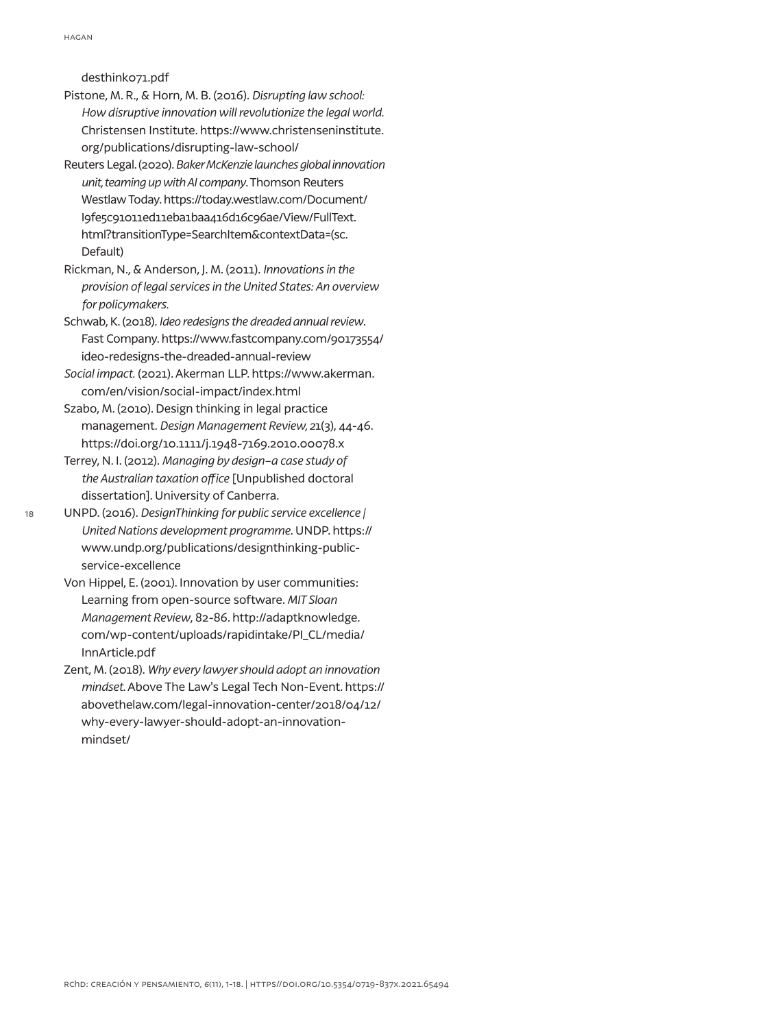desthink071.pdf

Pistone, M. R., & Horn, M. B. (2016). *Disrupting law school: How disruptive innovation will revolutionize the legal world.* Christensen Institute. https://www.christenseninstitute.org/publications/disrupting-law-school/

Reuters Legal. (2020). *Baker McKenzie launches global innovation unit, teaming up with AI company*. Thomson Reuters Westlaw Today. https://today.westlaw.com/Document/I9fe5c91011ed11eba1baa416d16c96ae/View/FullText.html?transitionType=SearchItem&contextData=(sc.Default)

Rickman, N., & Anderson, J. M. (2011). *Innovations in the provision of legal services in the United States: An overview for policymakers.*

Schwab, K. (2018). *Ideo redesigns the dreaded annual review*. Fast Company. https://www.fastcompany.com/90173554/ideo-redesigns-the-dreaded-annual-review

*Social impact.* (2021). Akerman LLP. https://www.akerman.com/en/vision/social-impact/index.html

Szabo, M. (2010). Design thinking in legal practice management. *Design Management Review, 21*(3), 44-46. https://doi.org/10.1111/j.1948-7169.2010.00078.x

Terrey, N. I. (2012). *Managing by design–a case study of the Australian taxation office* [Unpublished doctoral dissertation]. University of Canberra.

UNPD. (2016). *DesignThinking for public service excellence | United Nations development programme*. UNDP. https://www.undp.org/publications/designthinking-public-service-excellence

Von Hippel, E. (2001). Innovation by user communities: Learning from open-source software. *MIT Sloan Management Review*, 82-86. http://adaptknowledge.com/wp-content/uploads/rapidintake/PI_CL/media/InnArticle.pdf

Zent, M. (2018). *Why every lawyer should adopt an innovation mindset.* Above The Law's Legal Tech Non-Event. https://abovethelaw.com/legal-innovation-center/2018/04/12/why-every-lawyer-should-adopt-an-innovation-mindset/